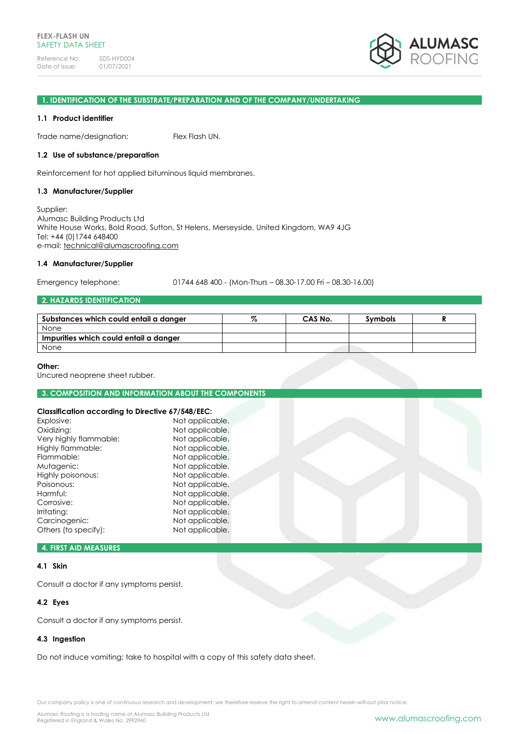# FLEX-FLASH UN
SAFETY DATA SHEET

Reference No: SDS-HYD004
Date of issue: 01/07/2021

## 1. IDENTIFICATION OF THE SUBSTRATE/PREPARATION AND OF THE COMPANY/UNDERTAKING

### 1.1 Product identifier

Trade name/designation: Flex Flash UN.

### 1.2 Use of substance/preparation

Reinforcement for hot applied bituminous liquid membranes.

### 1.3 Manufacturer/Supplier

Supplier:
Alumasc Building Products Ltd
White House Works, Bold Road, Sutton, St Helens, Merseyside, United Kingdom, WA9 4JG
Tel: +44 (0)1744 648400
e-mail: technical@alumascroofing.com

### 1.4 Manufacturer/Supplier

Emergency telephone: 01744 648 400 - (Mon-Thurs – 08.30-17.00 Fri – 08.30-16.00)

## 2. HAZARDS IDENTIFICATION

| Substances which could entail a danger | % | CAS No. | Symbols | R |
|---|---|---|---|---|
| None | | | | |
| **Impurities which could entail a danger** | | | | |
| None | | | | |

**Other:**
Uncured neoprene sheet rubber.

## 3. COMPOSITION AND INFORMATION ABOUT THE COMPONENTS

**Classification according to Directive 67/548/EEC:**

Explosive: Not applicable.
Oxidizing: Not applicable.
Very highly flammable: Not applicable.
Highly flammable: Not applicable.
Flammable: Not applicable.
Mutagenic: Not applicable.
Highly poisonous: Not applicable.
Poisonous: Not applicable.
Harmful: Not applicable.
Corrosive: Not applicable.
Irritating: Not applicable.
Carcinogenic: Not applicable.
Others (to specify): Not applicable.

## 4. FIRST AID MEASURES

### 4.1 Skin

Consult a doctor if any symptoms persist.

### 4.2 Eyes

Consult a doctor if any symptoms persist.

### 4.3 Ingestion

Do not induce vomiting; take to hospital with a copy of this safety data sheet.

Our company policy is one of continuous research and development; we therefore reserve the right to amend content herein without prior notice.

Alumasc Roofing is a trading name of Alumasc Building Products Ltd
Registered in England & Wales No: 2992960

www.alumascroofing.com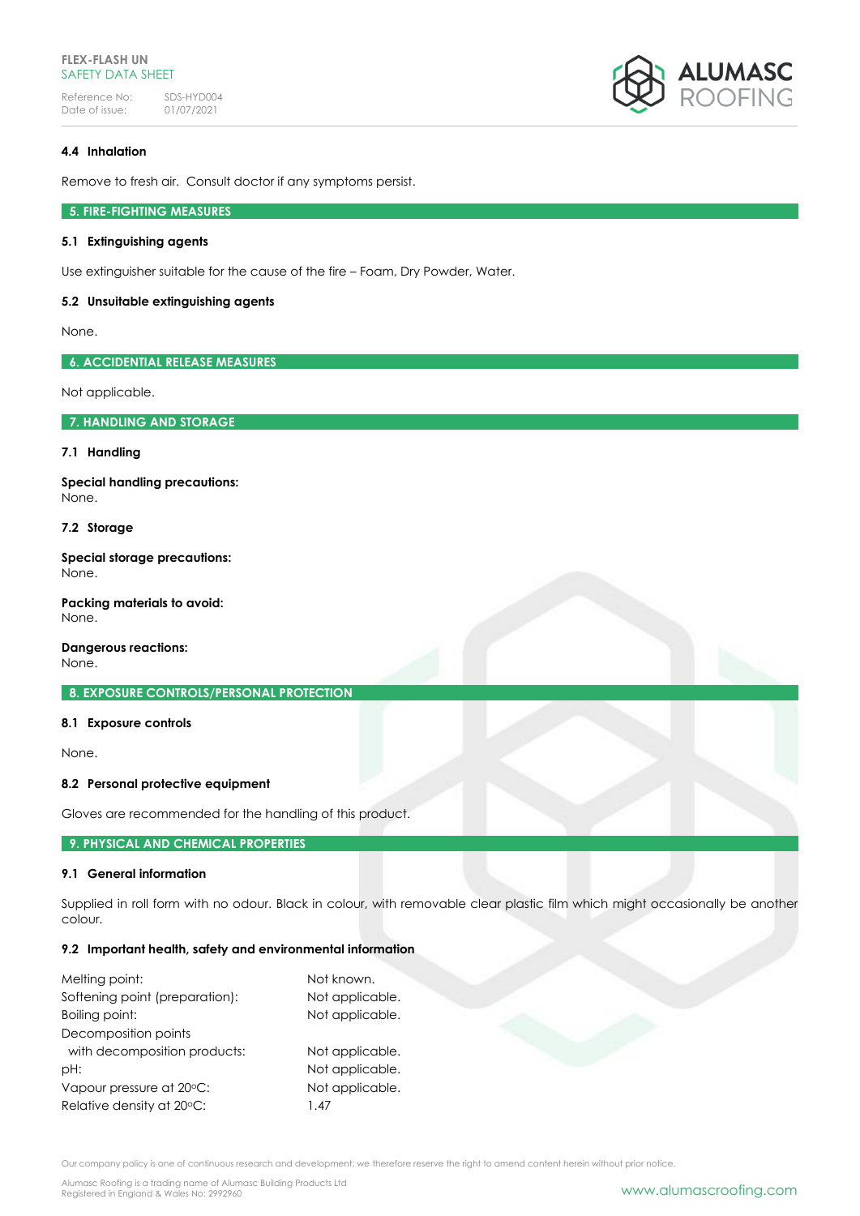### 4.4 Inhalation

Remove to fresh air. Consult doctor if any symptoms persist.

## 5. FIRE-FIGHTING MEASURES

### 5.1 Extinguishing agents

Use extinguisher suitable for the cause of the fire – Foam, Dry Powder, Water.

### 5.2 Unsuitable extinguishing agents

None.

## 6. ACCIDENTIAL RELEASE MEASURES

Not applicable.

## 7. HANDLING AND STORAGE

### 7.1 Handling

**Special handling precautions:**
None.

### 7.2 Storage

**Special storage precautions:**
None.

**Packing materials to avoid:**
None.

**Dangerous reactions:**
None.

## 8. EXPOSURE CONTROLS/PERSONAL PROTECTION

### 8.1 Exposure controls

None.

### 8.2 Personal protective equipment

Gloves are recommended for the handling of this product.

## 9. PHYSICAL AND CHEMICAL PROPERTIES

### 9.1 General information

Supplied in roll form with no odour. Black in colour, with removable clear plastic film which might occasionally be another colour.

### 9.2 Important health, safety and environmental information

| | |
|---|---|
| Melting point: | Not known. |
| Softening point (preparation): | Not applicable. |
| Boiling point: | Not applicable. |
| Decomposition points with decomposition products: | Not applicable. |
| pH: | Not applicable. |
| Vapour pressure at 20°C: | Not applicable. |
| Relative density at 20°C: | 1.47 |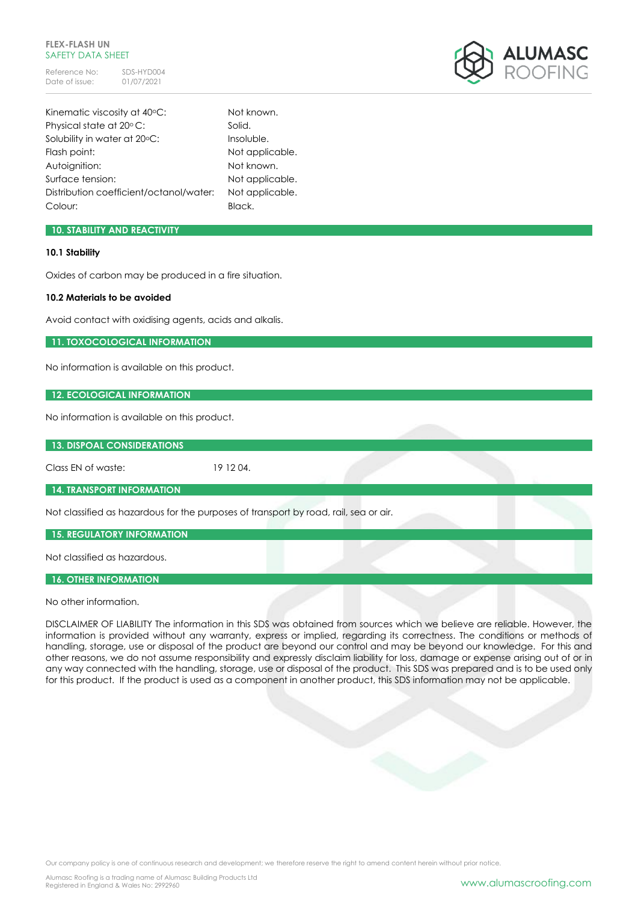| | |
|---|---|
| Kinematic viscosity at 40°C: | Not known. |
| Physical state at 20° C: | Solid. |
| Solubility in water at 20°C: | Insoluble. |
| Flash point: | Not applicable. |
| Autoignition: | Not known. |
| Surface tension: | Not applicable. |
| Distribution coefficient/octanol/water: | Not applicable. |
| Colour: | Black. |

## 10. STABILITY AND REACTIVITY

### 10.1 Stability

Oxides of carbon may be produced in a fire situation.

### 10.2 Materials to be avoided

Avoid contact with oxidising agents, acids and alkalis.

## 11. TOXOCOLOGICAL INFORMATION

No information is available on this product.

## 12. ECOLOGICAL INFORMATION

No information is available on this product.

## 13. DISPOAL CONSIDERATIONS

Class EN of waste: 19 12 04.

## 14. TRANSPORT INFORMATION

Not classified as hazardous for the purposes of transport by road, rail, sea or air.

## 15. REGULATORY INFORMATION

Not classified as hazardous.

## 16. OTHER INFORMATION

No other information.

DISCLAIMER OF LIABILITY The information in this SDS was obtained from sources which we believe are reliable. However, the information is provided without any warranty, express or implied, regarding its correctness. The conditions or methods of handling, storage, use or disposal of the product are beyond our control and may be beyond our knowledge. For this and other reasons, we do not assume responsibility and expressly disclaim liability for loss, damage or expense arising out of or in any way connected with the handling, storage, use or disposal of the product. This SDS was prepared and is to be used only for this product. If the product is used as a component in another product, this SDS information may not be applicable.